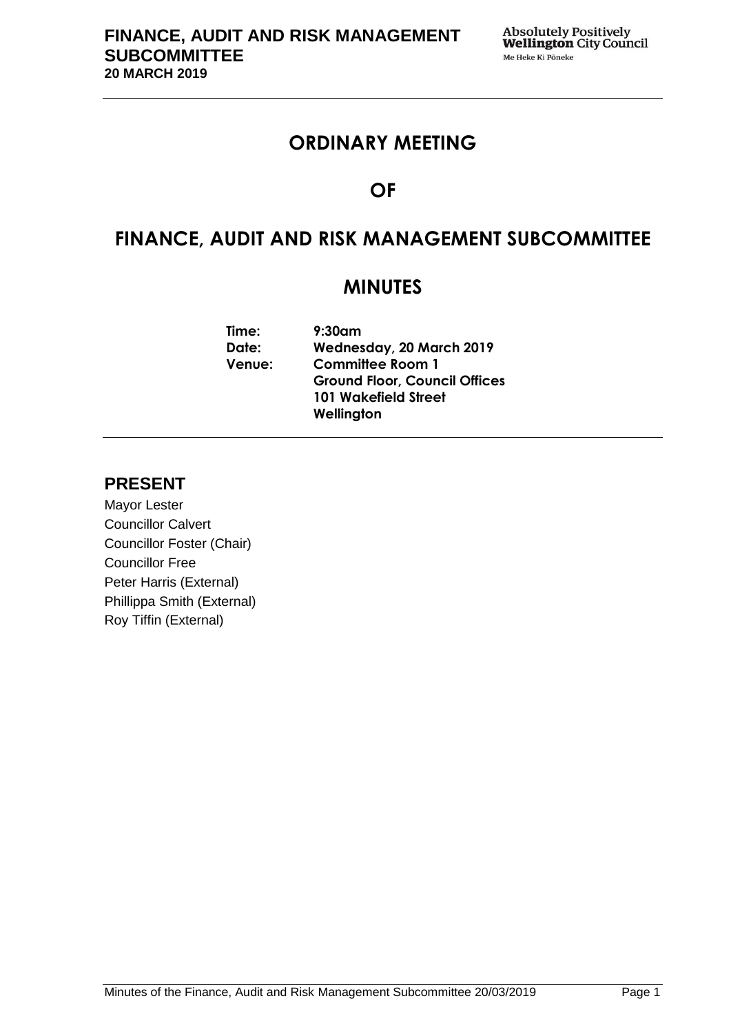# ORDINARY MEETING

# OF

# FINANCE, AUDIT AND RISK MANAGEMENT SUBCOMMITTEE

# MINUTES

**Time:** 9:30am
**Date:** Wednesday, 20 March 2019
**Venue:** Committee Room 1
Ground Floor, Council Offices
101 Wakefield Street
Wellington

## PRESENT

Mayor Lester
Councillor Calvert
Councillor Foster (Chair)
Councillor Free
Peter Harris (External)
Phillippa Smith (External)
Roy Tiffin (External)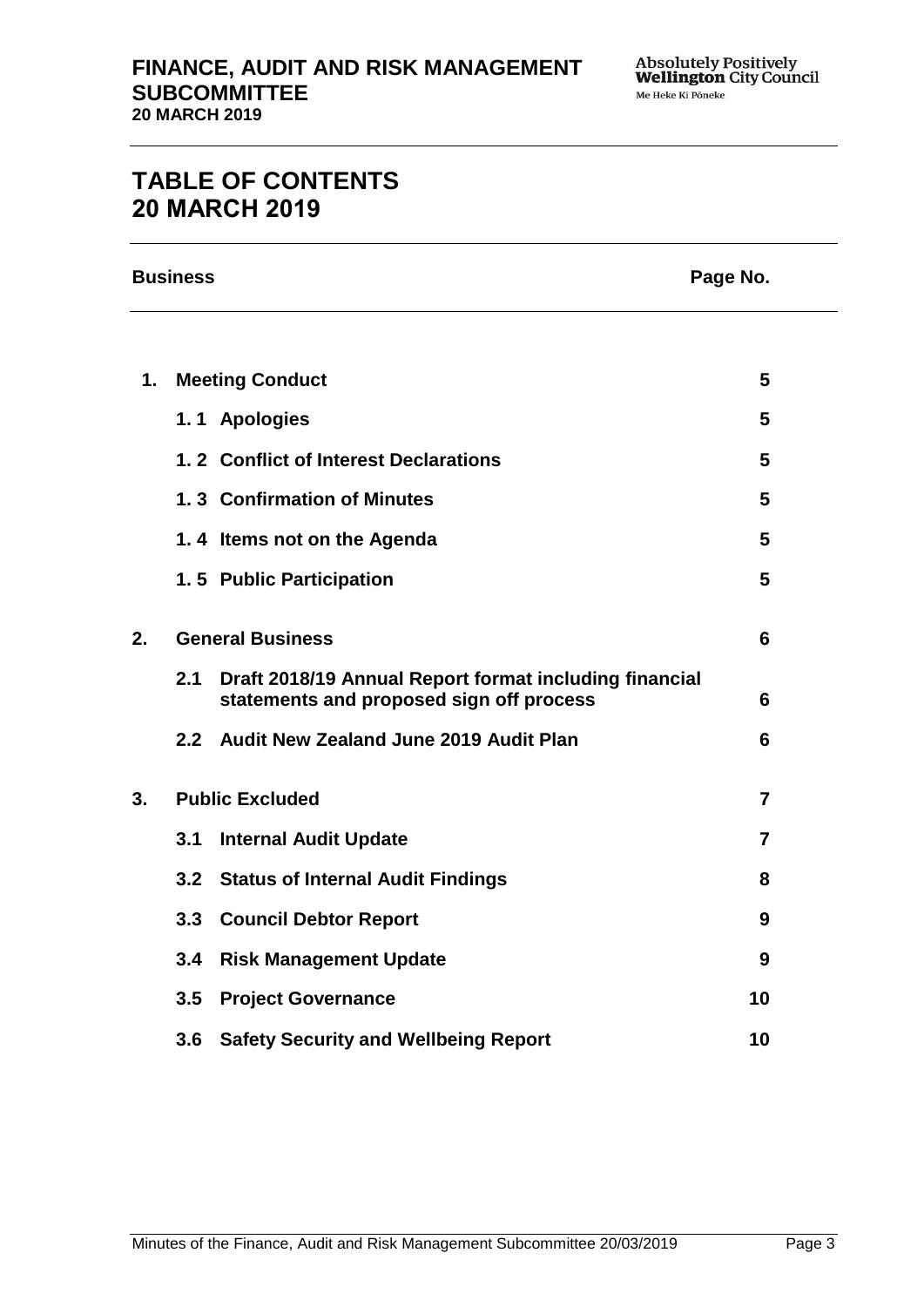# TABLE OF CONTENTS
# 20 MARCH 2019

| Business | | Page No. |
|---|---|---|
| **1.** | **Meeting Conduct** | **5** |
| | **1. 1 Apologies** | **5** |
| | **1. 2 Conflict of Interest Declarations** | **5** |
| | **1. 3 Confirmation of Minutes** | **5** |
| | **1. 4 Items not on the Agenda** | **5** |
| | **1. 5 Public Participation** | **5** |
| **2.** | **General Business** | **6** |
| | **2.1 Draft 2018/19 Annual Report format including financial statements and proposed sign off process** | **6** |
| | **2.2 Audit New Zealand June 2019 Audit Plan** | **6** |
| **3.** | **Public Excluded** | **7** |
| | **3.1 Internal Audit Update** | **7** |
| | **3.2 Status of Internal Audit Findings** | **8** |
| | **3.3 Council Debtor Report** | **9** |
| | **3.4 Risk Management Update** | **9** |
| | **3.5 Project Governance** | **10** |
| | **3.6 Safety Security and Wellbeing Report** | **10** |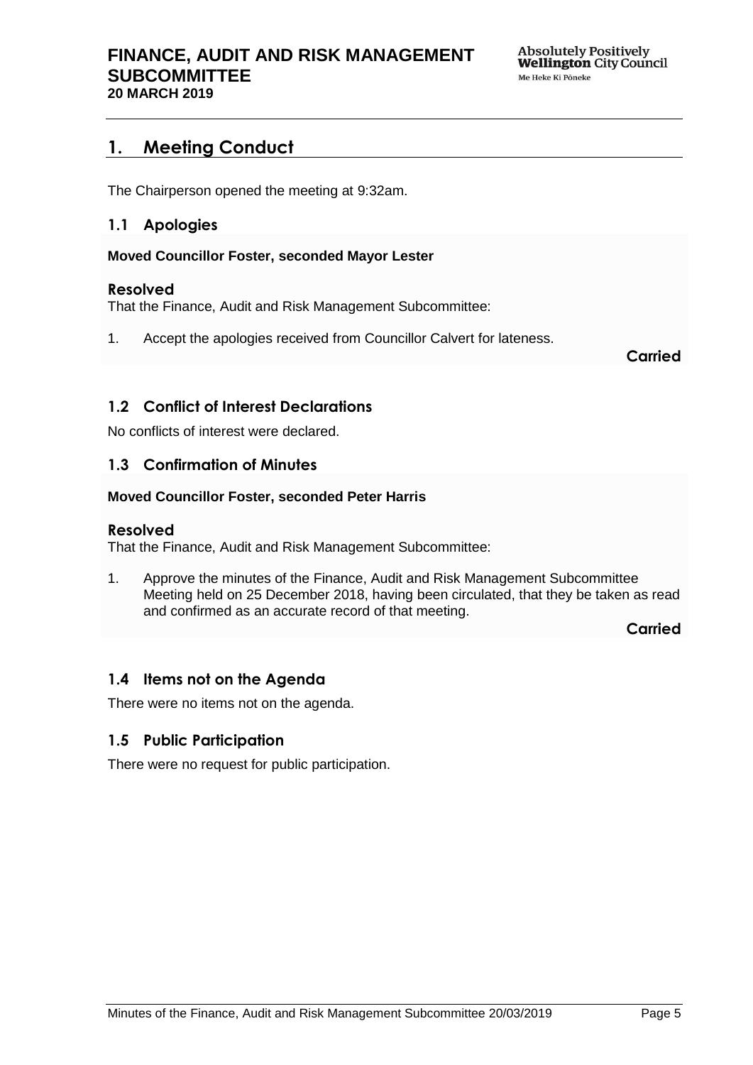## 1. Meeting Conduct

The Chairperson opened the meeting at 9:32am.

### 1.1 Apologies

**Moved Councillor Foster, seconded Mayor Lester**

**Resolved**

That the Finance, Audit and Risk Management Subcommittee:

1. Accept the apologies received from Councillor Calvert for lateness.

**Carried**

### 1.2 Conflict of Interest Declarations

No conflicts of interest were declared.

### 1.3 Confirmation of Minutes

**Moved Councillor Foster, seconded Peter Harris**

**Resolved**

That the Finance, Audit and Risk Management Subcommittee:

1. Approve the minutes of the Finance, Audit and Risk Management Subcommittee Meeting held on 25 December 2018, having been circulated, that they be taken as read and confirmed as an accurate record of that meeting.

**Carried**

### 1.4 Items not on the Agenda

There were no items not on the agenda.

### 1.5 Public Participation

There were no request for public participation.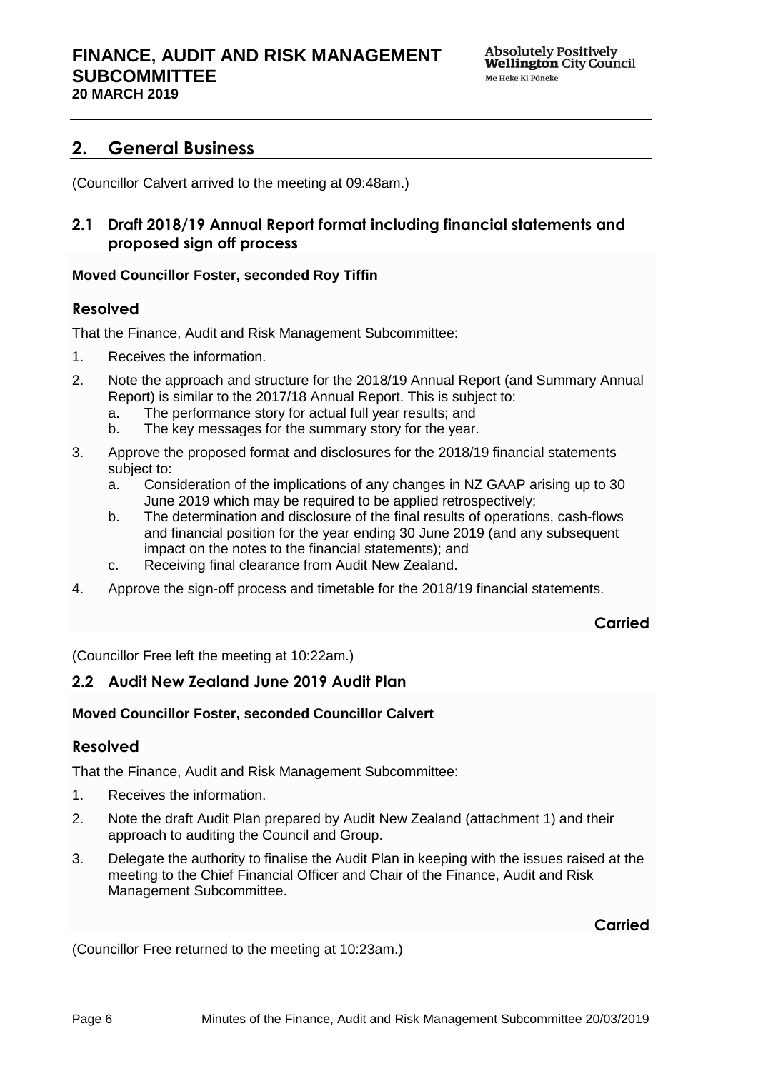## 2. General Business

(Councillor Calvert arrived to the meeting at 09:48am.)

### 2.1 Draft 2018/19 Annual Report format including financial statements and proposed sign off process

**Moved Councillor Foster, seconded Roy Tiffin**

#### Resolved

That the Finance, Audit and Risk Management Subcommittee:

1. Receives the information.
2. Note the approach and structure for the 2018/19 Annual Report (and Summary Annual Report) is similar to the 2017/18 Annual Report. This is subject to:
   a. The performance story for actual full year results; and
   b. The key messages for the summary story for the year.
3. Approve the proposed format and disclosures for the 2018/19 financial statements subject to:
   a. Consideration of the implications of any changes in NZ GAAP arising up to 30 June 2019 which may be required to be applied retrospectively;
   b. The determination and disclosure of the final results of operations, cash-flows and financial position for the year ending 30 June 2019 (and any subsequent impact on the notes to the financial statements); and
   c. Receiving final clearance from Audit New Zealand.
4. Approve the sign-off process and timetable for the 2018/19 financial statements.

**Carried**

(Councillor Free left the meeting at 10:22am.)

### 2.2 Audit New Zealand June 2019 Audit Plan

**Moved Councillor Foster, seconded Councillor Calvert**

#### Resolved

That the Finance, Audit and Risk Management Subcommittee:

1. Receives the information.
2. Note the draft Audit Plan prepared by Audit New Zealand (attachment 1) and their approach to auditing the Council and Group.
3. Delegate the authority to finalise the Audit Plan in keeping with the issues raised at the meeting to the Chief Financial Officer and Chair of the Finance, Audit and Risk Management Subcommittee.

**Carried**

(Councillor Free returned to the meeting at 10:23am.)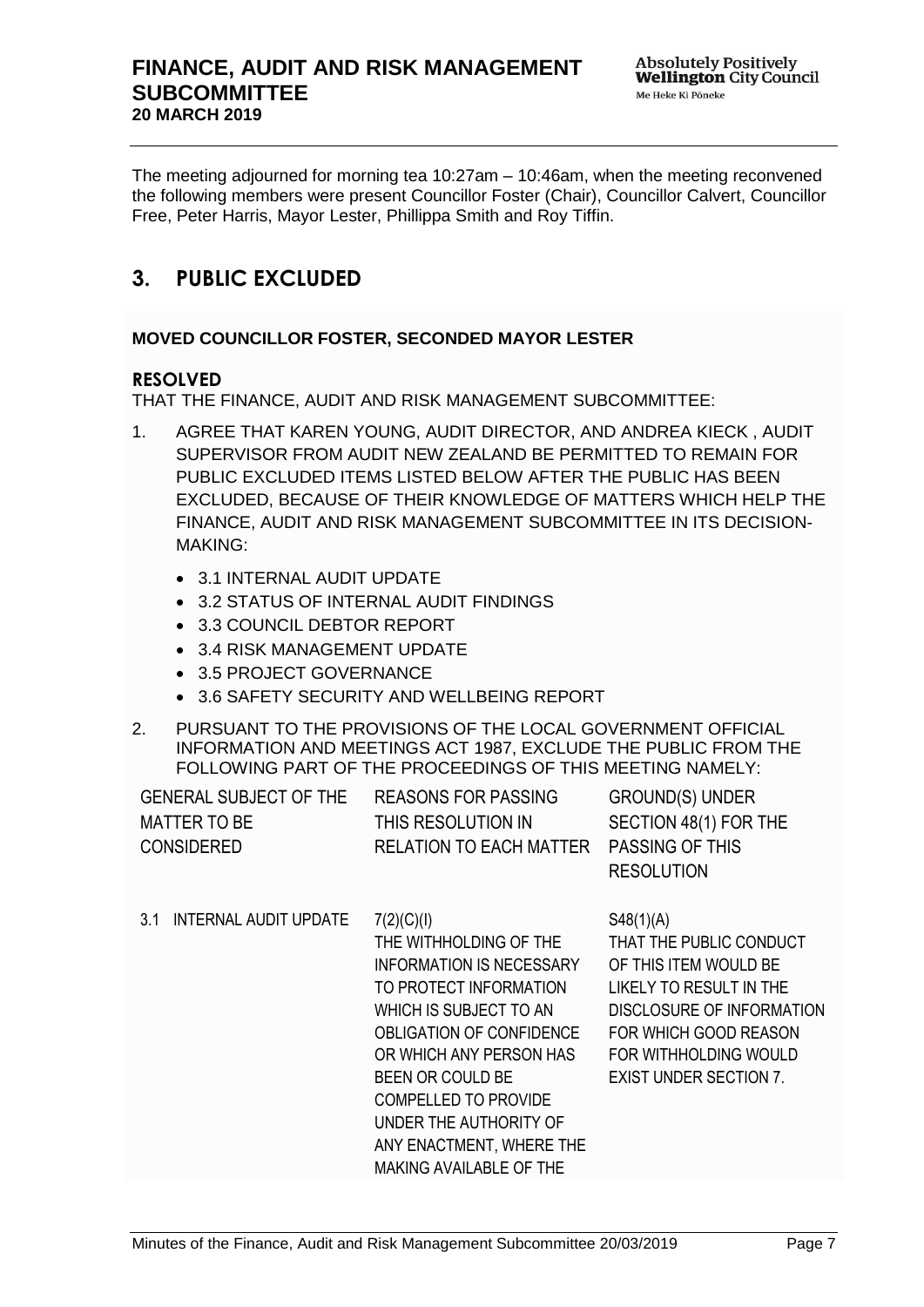The meeting adjourned for morning tea 10:27am – 10:46am, when the meeting reconvened the following members were present Councillor Foster (Chair), Councillor Calvert, Councillor Free, Peter Harris, Mayor Lester, Phillippa Smith and Roy Tiffin.

# 3. PUBLIC EXCLUDED

**MOVED COUNCILLOR FOSTER, SECONDED MAYOR LESTER**

## RESOLVED

THAT THE FINANCE, AUDIT AND RISK MANAGEMENT SUBCOMMITTEE:

1. AGREE THAT KAREN YOUNG, AUDIT DIRECTOR, AND ANDREA KIECK , AUDIT SUPERVISOR FROM AUDIT NEW ZEALAND BE PERMITTED TO REMAIN FOR PUBLIC EXCLUDED ITEMS LISTED BELOW AFTER THE PUBLIC HAS BEEN EXCLUDED, BECAUSE OF THEIR KNOWLEDGE OF MATTERS WHICH HELP THE FINANCE, AUDIT AND RISK MANAGEMENT SUBCOMMITTEE IN ITS DECISION-MAKING:
   - 3.1 INTERNAL AUDIT UPDATE
   - 3.2 STATUS OF INTERNAL AUDIT FINDINGS
   - 3.3 COUNCIL DEBTOR REPORT
   - 3.4 RISK MANAGEMENT UPDATE
   - 3.5 PROJECT GOVERNANCE
   - 3.6 SAFETY SECURITY AND WELLBEING REPORT
2. PURSUANT TO THE PROVISIONS OF THE LOCAL GOVERNMENT OFFICIAL INFORMATION AND MEETINGS ACT 1987, EXCLUDE THE PUBLIC FROM THE FOLLOWING PART OF THE PROCEEDINGS OF THIS MEETING NAMELY:

| GENERAL SUBJECT OF THE MATTER TO BE CONSIDERED | REASONS FOR PASSING THIS RESOLUTION IN RELATION TO EACH MATTER | GROUND(S) UNDER SECTION 48(1) FOR THE PASSING OF THIS RESOLUTION |
|---|---|---|
| 3.1 INTERNAL AUDIT UPDATE | 7(2)(C)(I) THE WITHHOLDING OF THE INFORMATION IS NECESSARY TO PROTECT INFORMATION WHICH IS SUBJECT TO AN OBLIGATION OF CONFIDENCE OR WHICH ANY PERSON HAS BEEN OR COULD BE COMPELLED TO PROVIDE UNDER THE AUTHORITY OF ANY ENACTMENT, WHERE THE MAKING AVAILABLE OF THE | S48(1)(A) THAT THE PUBLIC CONDUCT OF THIS ITEM WOULD BE LIKELY TO RESULT IN THE DISCLOSURE OF INFORMATION FOR WHICH GOOD REASON FOR WITHHOLDING WOULD EXIST UNDER SECTION 7. |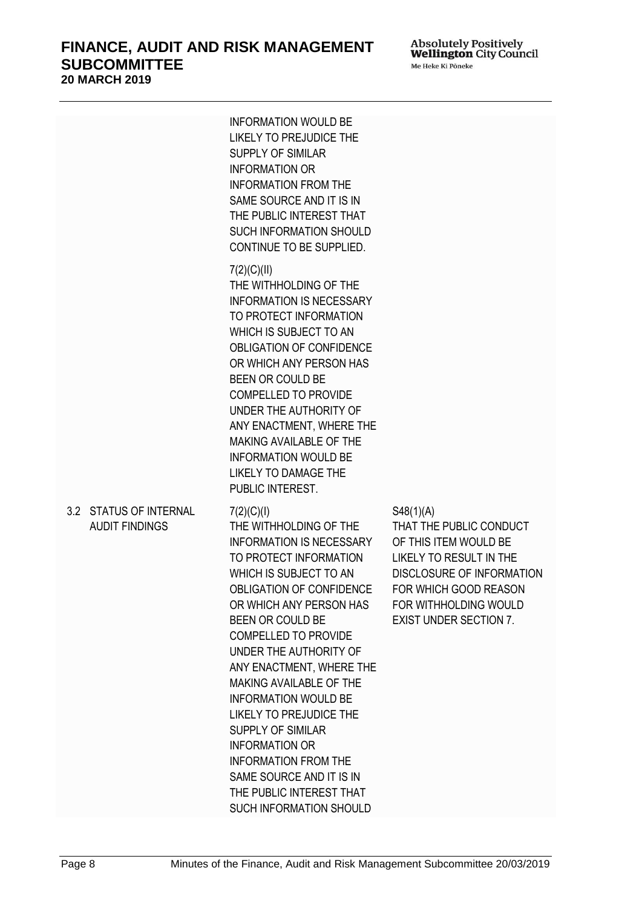| | | |
|---|---|---|
| | INFORMATION WOULD BE LIKELY TO PREJUDICE THE SUPPLY OF SIMILAR INFORMATION OR INFORMATION FROM THE SAME SOURCE AND IT IS IN THE PUBLIC INTEREST THAT SUCH INFORMATION SHOULD CONTINUE TO BE SUPPLIED.<br><br>7(2)(C)(II)<br>THE WITHHOLDING OF THE INFORMATION IS NECESSARY TO PROTECT INFORMATION WHICH IS SUBJECT TO AN OBLIGATION OF CONFIDENCE OR WHICH ANY PERSON HAS BEEN OR COULD BE COMPELLED TO PROVIDE UNDER THE AUTHORITY OF ANY ENACTMENT, WHERE THE MAKING AVAILABLE OF THE INFORMATION WOULD BE LIKELY TO DAMAGE THE PUBLIC INTEREST. | |
| 3.2 STATUS OF INTERNAL AUDIT FINDINGS | 7(2)(C)(I)<br>THE WITHHOLDING OF THE INFORMATION IS NECESSARY TO PROTECT INFORMATION WHICH IS SUBJECT TO AN OBLIGATION OF CONFIDENCE OR WHICH ANY PERSON HAS BEEN OR COULD BE COMPELLED TO PROVIDE UNDER THE AUTHORITY OF ANY ENACTMENT, WHERE THE MAKING AVAILABLE OF THE INFORMATION WOULD BE LIKELY TO PREJUDICE THE SUPPLY OF SIMILAR INFORMATION OR INFORMATION FROM THE SAME SOURCE AND IT IS IN THE PUBLIC INTEREST THAT SUCH INFORMATION SHOULD | S48(1)(A)<br>THAT THE PUBLIC CONDUCT OF THIS ITEM WOULD BE LIKELY TO RESULT IN THE DISCLOSURE OF INFORMATION FOR WHICH GOOD REASON FOR WITHHOLDING WOULD EXIST UNDER SECTION 7. |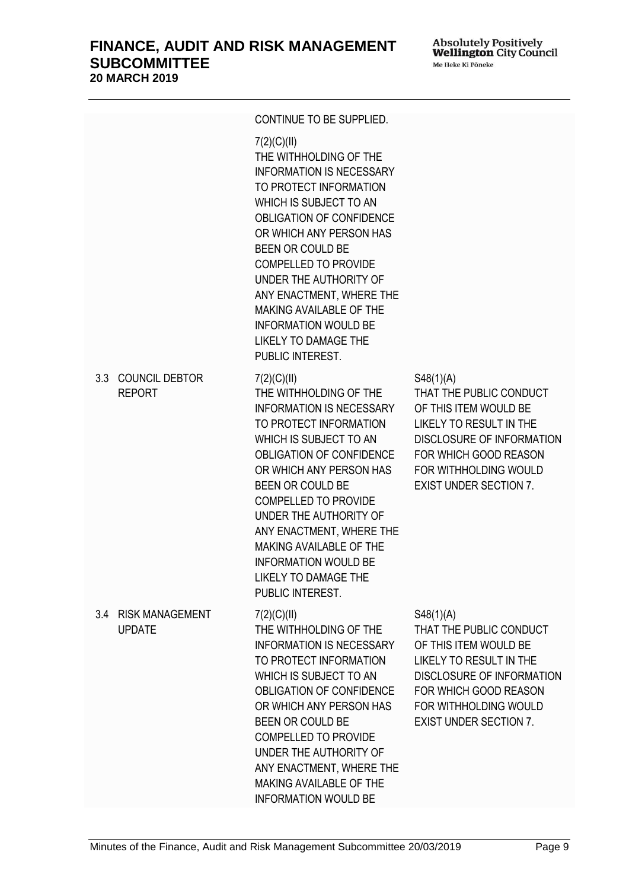|  |  |  |
|---|---|---|
|  | CONTINUE TO BE SUPPLIED.<br><br>7(2)(C)(II)<br>THE WITHHOLDING OF THE INFORMATION IS NECESSARY TO PROTECT INFORMATION WHICH IS SUBJECT TO AN OBLIGATION OF CONFIDENCE OR WHICH ANY PERSON HAS BEEN OR COULD BE COMPELLED TO PROVIDE UNDER THE AUTHORITY OF ANY ENACTMENT, WHERE THE MAKING AVAILABLE OF THE INFORMATION WOULD BE LIKELY TO DAMAGE THE PUBLIC INTEREST. |  |
| 3.3 COUNCIL DEBTOR REPORT | 7(2)(C)(II)<br>THE WITHHOLDING OF THE INFORMATION IS NECESSARY TO PROTECT INFORMATION WHICH IS SUBJECT TO AN OBLIGATION OF CONFIDENCE OR WHICH ANY PERSON HAS BEEN OR COULD BE COMPELLED TO PROVIDE UNDER THE AUTHORITY OF ANY ENACTMENT, WHERE THE MAKING AVAILABLE OF THE INFORMATION WOULD BE LIKELY TO DAMAGE THE PUBLIC INTEREST. | S48(1)(A)<br>THAT THE PUBLIC CONDUCT OF THIS ITEM WOULD BE LIKELY TO RESULT IN THE DISCLOSURE OF INFORMATION FOR WHICH GOOD REASON FOR WITHHOLDING WOULD EXIST UNDER SECTION 7. |
| 3.4 RISK MANAGEMENT UPDATE | 7(2)(C)(II)<br>THE WITHHOLDING OF THE INFORMATION IS NECESSARY TO PROTECT INFORMATION WHICH IS SUBJECT TO AN OBLIGATION OF CONFIDENCE OR WHICH ANY PERSON HAS BEEN OR COULD BE COMPELLED TO PROVIDE UNDER THE AUTHORITY OF ANY ENACTMENT, WHERE THE MAKING AVAILABLE OF THE INFORMATION WOULD BE | S48(1)(A)<br>THAT THE PUBLIC CONDUCT OF THIS ITEM WOULD BE LIKELY TO RESULT IN THE DISCLOSURE OF INFORMATION FOR WHICH GOOD REASON FOR WITHHOLDING WOULD EXIST UNDER SECTION 7. |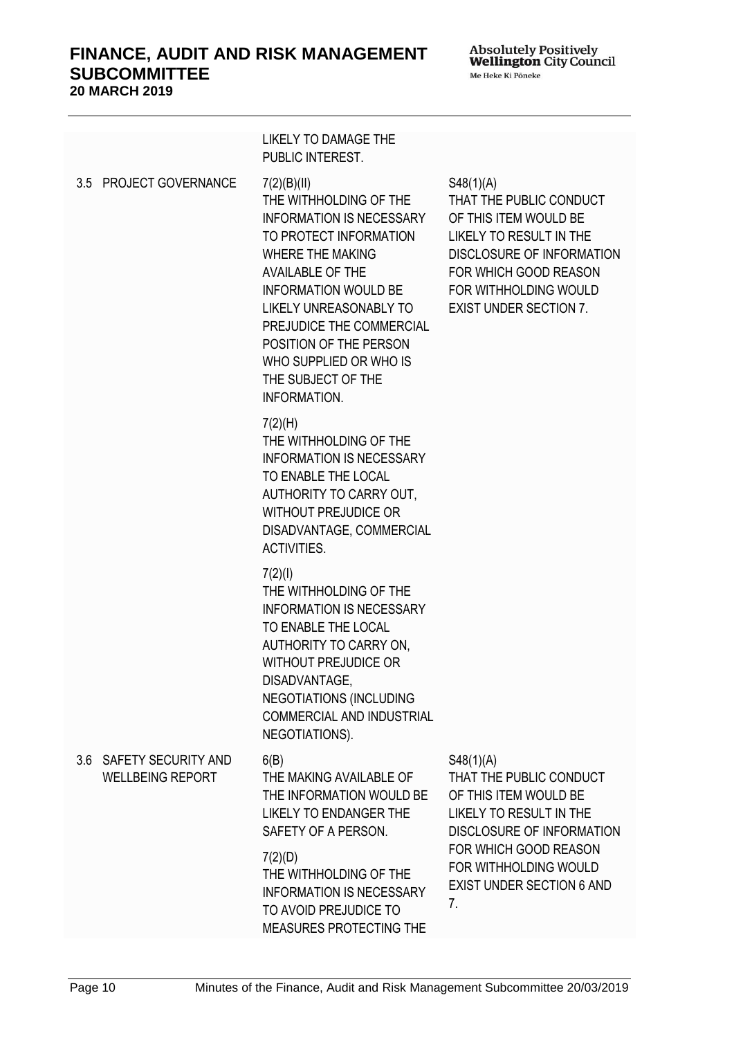| | | |
|---|---|---|
| | LIKELY TO DAMAGE THE PUBLIC INTEREST. | |
| 3.5 PROJECT GOVERNANCE | 7(2)(B)(II)<br>THE WITHHOLDING OF THE INFORMATION IS NECESSARY TO PROTECT INFORMATION WHERE THE MAKING AVAILABLE OF THE INFORMATION WOULD BE LIKELY UNREASONABLY TO PREJUDICE THE COMMERCIAL POSITION OF THE PERSON WHO SUPPLIED OR WHO IS THE SUBJECT OF THE INFORMATION.<br><br>7(2)(H)<br>THE WITHHOLDING OF THE INFORMATION IS NECESSARY TO ENABLE THE LOCAL AUTHORITY TO CARRY OUT, WITHOUT PREJUDICE OR DISADVANTAGE, COMMERCIAL ACTIVITIES.<br><br>7(2)(I)<br>THE WITHHOLDING OF THE INFORMATION IS NECESSARY TO ENABLE THE LOCAL AUTHORITY TO CARRY ON, WITHOUT PREJUDICE OR DISADVANTAGE, NEGOTIATIONS (INCLUDING COMMERCIAL AND INDUSTRIAL NEGOTIATIONS). | S48(1)(A)<br>THAT THE PUBLIC CONDUCT OF THIS ITEM WOULD BE LIKELY TO RESULT IN THE DISCLOSURE OF INFORMATION FOR WHICH GOOD REASON FOR WITHHOLDING WOULD EXIST UNDER SECTION 7. |
| 3.6 SAFETY SECURITY AND WELLBEING REPORT | 6(B)<br>THE MAKING AVAILABLE OF THE INFORMATION WOULD BE LIKELY TO ENDANGER THE SAFETY OF A PERSON.<br><br>7(2)(D)<br>THE WITHHOLDING OF THE INFORMATION IS NECESSARY TO AVOID PREJUDICE TO MEASURES PROTECTING THE | S48(1)(A)<br>THAT THE PUBLIC CONDUCT OF THIS ITEM WOULD BE LIKELY TO RESULT IN THE DISCLOSURE OF INFORMATION FOR WHICH GOOD REASON FOR WITHHOLDING WOULD EXIST UNDER SECTION 6 AND 7. |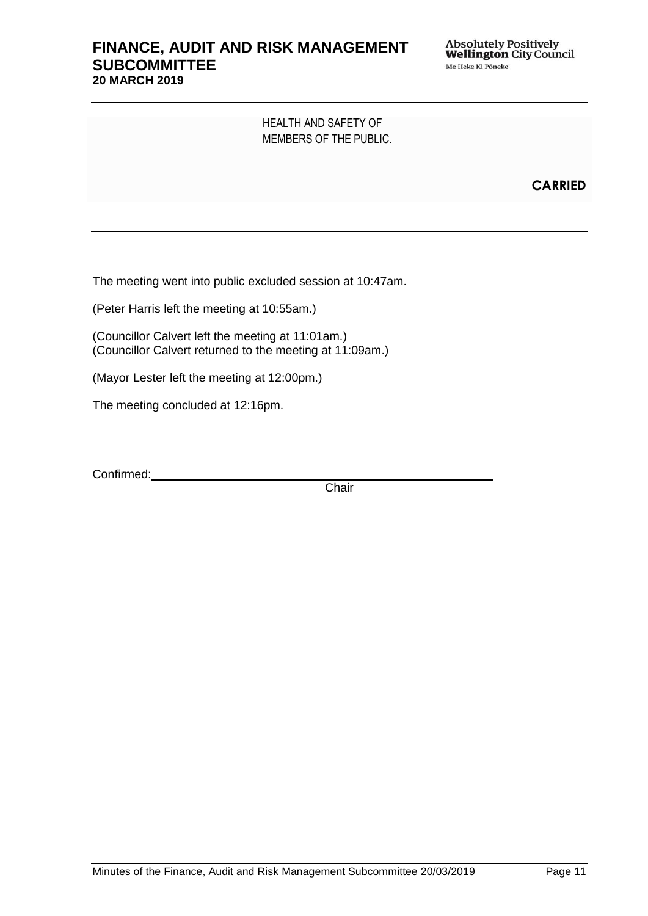HEALTH AND SAFETY OF MEMBERS OF THE PUBLIC.

**CARRIED**

---

The meeting went into public excluded session at 10:47am.

(Peter Harris left the meeting at 10:55am.)

(Councillor Calvert left the meeting at 11:01am.)
(Councillor Calvert returned to the meeting at 11:09am.)

(Mayor Lester left the meeting at 12:00pm.)

The meeting concluded at 12:16pm.

Confirmed: ______________________________________
Chair